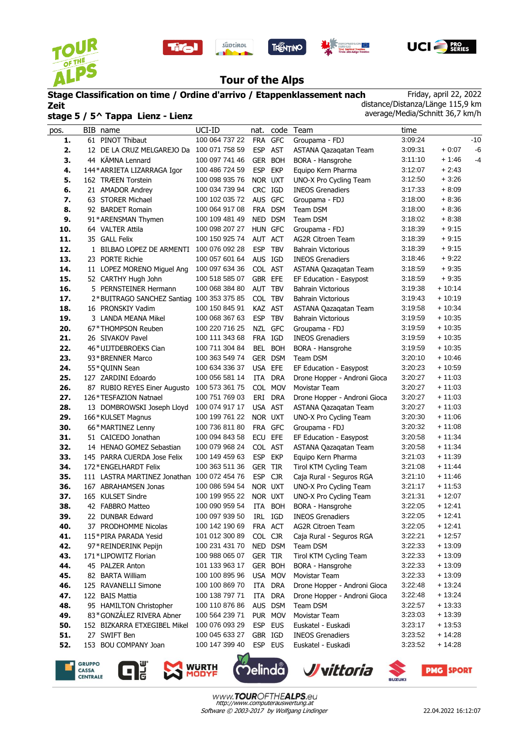# Tour of the Alps

**Stage Classification on time / Ordine d'arrivo / Etappenklassement nach Zeit**

**stage 5 / 5^ Tappa Lienz - Lienz**

Friday, april 22, 2022
distance/Distanza/Länge 115,9 km
average/Media/Schnitt 36,7 km/h

| pos. | BIB | name | UCI-ID | nat. | code | Team | time | | |
|---|---|---|---|---|---|---|---|---|---|
| 1. | 61 | PINOT Thibaut | 100 064 737 22 | FRA | GFC | Groupama - FDJ | 3:09:24 | | -10 |
| 2. | 12 | DE LA CRUZ MELGAREJO Da | 100 071 758 59 | ESP | AST | ASTANA Qazaqatan Team | 3:09:31 | + 0:07 | -6 |
| 3. | 44 | KÄMNA Lennard | 100 097 741 46 | GER | BOH | BORA - Hansgrohe | 3:11:10 | + 1:46 | -4 |
| 4. | 144 | *ARRIETA LIZARRAGA Igor | 100 486 724 59 | ESP | EKP | Equipo Kern Pharma | 3:12:07 | + 2:43 | |
| 5. | 162 | TRÆEN Torstein | 100 098 935 76 | NOR | UXT | UNO-X Pro Cycling Team | 3:12:50 | + 3:26 | |
| 6. | 21 | AMADOR Andrey | 100 034 739 94 | CRC | IGD | INEOS Grenadiers | 3:17:33 | + 8:09 | |
| 7. | 63 | STORER Michael | 100 102 035 72 | AUS | GFC | Groupama - FDJ | 3:18:00 | + 8:36 | |
| 8. | 92 | BARDET Romain | 100 064 917 08 | FRA | DSM | Team DSM | 3:18:00 | + 8:36 | |
| 9. | 91 | *ARENSMAN Thymen | 100 109 481 49 | NED | DSM | Team DSM | 3:18:02 | + 8:38 | |
| 10. | 64 | VALTER Attila | 100 098 207 27 | HUN | GFC | Groupama - FDJ | 3:18:39 | + 9:15 | |
| 11. | 35 | GALL Felix | 100 150 925 74 | AUT | ACT | AG2R Citroen Team | 3:18:39 | + 9:15 | |
| 12. | 1 | BILBAO LOPEZ DE ARMENTI | 100 076 092 28 | ESP | TBV | Bahrain Victorious | 3:18:39 | + 9:15 | |
| 13. | 23 | PORTE Richie | 100 057 601 64 | AUS | IGD | INEOS Grenadiers | 3:18:46 | + 9:22 | |
| 14. | 11 | LOPEZ MORENO Miguel Ang | 100 097 634 36 | COL | AST | ASTANA Qazaqatan Team | 3:18:59 | + 9:35 | |
| 15. | 52 | CARTHY Hugh John | 100 518 585 07 | GBR | EFE | EF Education - Easypost | 3:18:59 | + 9:35 | |
| 16. | 5 | PERNSTEINER Hermann | 100 068 384 80 | AUT | TBV | Bahrain Victorious | 3:19:38 | + 10:14 | |
| 17. | 2 | *BUITRAGO SANCHEZ Santiag | 100 353 375 85 | COL | TBV | Bahrain Victorious | 3:19:43 | + 10:19 | |
| 18. | 16 | PRONSKIY Vadim | 100 150 845 91 | KAZ | AST | ASTANA Qazaqatan Team | 3:19:58 | + 10:34 | |
| 19. | 3 | LANDA MEANA Mikel | 100 068 367 63 | ESP | TBV | Bahrain Victorious | 3:19:59 | + 10:35 | |
| 20. | 67 | *THOMPSON Reuben | 100 220 716 25 | NZL | GFC | Groupama - FDJ | 3:19:59 | + 10:35 | |
| 21. | 26 | SIVAKOV Pavel | 100 111 343 68 | FRA | IGD | INEOS Grenadiers | 3:19:59 | + 10:35 | |
| 22. | 46 | *UIJTDEBROEKS Cian | 100 711 304 84 | BEL | BOH | BORA - Hansgrohe | 3:19:59 | + 10:35 | |
| 23. | 93 | *BRENNER Marco | 100 363 549 74 | GER | DSM | Team DSM | 3:20:10 | + 10:46 | |
| 24. | 55 | *QUINN Sean | 100 634 336 37 | USA | EFE | EF Education - Easypost | 3:20:23 | + 10:59 | |
| 25. | 127 | ZARDINI Edoardo | 100 056 581 14 | ITA | DRA | Drone Hopper - Androni Gioca | 3:20:27 | + 11:03 | |
| 26. | 87 | RUBIO REYES Einer Augusto | 100 573 361 75 | COL | MOV | Movistar Team | 3:20:27 | + 11:03 | |
| 27. | 126 | *TESFAZION Natnael | 100 751 769 03 | ERI | DRA | Drone Hopper - Androni Gioca | 3:20:27 | + 11:03 | |
| 28. | 13 | DOMBROWSKI Joseph Lloyd | 100 074 917 17 | USA | AST | ASTANA Qazaqatan Team | 3:20:27 | + 11:03 | |
| 29. | 166 | *KULSET Magnus | 100 199 761 22 | NOR | UXT | UNO-X Pro Cycling Team | 3:20:30 | + 11:06 | |
| 30. | 66 | *MARTINEZ Lenny | 100 736 811 80 | FRA | GFC | Groupama - FDJ | 3:20:32 | + 11:08 | |
| 31. | 51 | CAICEDO Jonathan | 100 094 843 58 | ECU | EFE | EF Education - Easypost | 3:20:58 | + 11:34 | |
| 32. | 14 | HENAO GOMEZ Sebastian | 100 079 968 24 | COL | AST | ASTANA Qazaqatan Team | 3:20:58 | + 11:34 | |
| 33. | 145 | PARRA CUERDA Jose Felix | 100 149 459 63 | ESP | EKP | Equipo Kern Pharma | 3:21:03 | + 11:39 | |
| 34. | 172 | *ENGELHARDT Felix | 100 363 511 36 | GER | TIR | Tirol KTM Cycling Team | 3:21:08 | + 11:44 | |
| 35. | 111 | LASTRA MARTINEZ Jonathan | 100 072 454 76 | ESP | CJR | Caja Rural - Seguros RGA | 3:21:10 | + 11:46 | |
| 36. | 167 | ABRAHAMSEN Jonas | 100 086 594 54 | NOR | UXT | UNO-X Pro Cycling Team | 3:21:17 | + 11:53 | |
| 37. | 165 | KULSET Sindre | 100 199 955 22 | NOR | UXT | UNO-X Pro Cycling Team | 3:21:31 | + 12:07 | |
| 38. | 42 | FABBRO Matteo | 100 090 959 54 | ITA | BOH | BORA - Hansgrohe | 3:22:05 | + 12:41 | |
| 39. | 22 | DUNBAR Edward | 100 097 939 50 | IRL | IGD | INEOS Grenadiers | 3:22:05 | + 12:41 | |
| 40. | 37 | PRODHOMME Nicolas | 100 142 190 69 | FRA | ACT | AG2R Citroen Team | 3:22:05 | + 12:41 | |
| 41. | 115 | *PIRA PARADA Yesid | 101 012 300 89 | COL | CJR | Caja Rural - Seguros RGA | 3:22:21 | + 12:57 | |
| 42. | 97 | *REINDERINK Pepijn | 100 231 431 70 | NED | DSM | Team DSM | 3:22:33 | + 13:09 | |
| 43. | 171 | *LIPOWITZ Florian | 100 988 065 07 | GER | TIR | Tirol KTM Cycling Team | 3:22:33 | + 13:09 | |
| 44. | 45 | PALZER Anton | 101 133 963 17 | GER | BOH | BORA - Hansgrohe | 3:22:33 | + 13:09 | |
| 45. | 82 | BARTA William | 100 100 895 96 | USA | MOV | Movistar Team | 3:22:33 | + 13:09 | |
| 46. | 125 | RAVANELLI Simone | 100 100 869 70 | ITA | DRA | Drone Hopper - Androni Gioca | 3:22:48 | + 13:24 | |
| 47. | 122 | BAIS Mattia | 100 138 797 71 | ITA | DRA | Drone Hopper - Androni Gioca | 3:22:48 | + 13:24 | |
| 48. | 95 | HAMILTON Christopher | 100 110 876 86 | AUS | DSM | Team DSM | 3:22:57 | + 13:33 | |
| 49. | 83 | *GONZÁLEZ RIVERA Abner | 100 564 239 71 | PUR | MOV | Movistar Team | 3:23:03 | + 13:39 | |
| 50. | 152 | BIZKARRA ETXEGIBEL Mikel | 100 076 093 29 | ESP | EUS | Euskatel - Euskadi | 3:23:17 | + 13:53 | |
| 51. | 27 | SWIFT Ben | 100 045 633 27 | GBR | IGD | INEOS Grenadiers | 3:23:52 | + 14:28 | |
| 52. | 153 | BOU COMPANY Joan | 100 147 399 40 | ESP | EUS | Euskatel - Euskadi | 3:23:52 | + 14:28 | |

www.TOUROFTHEALPS.eu
http://www.computerauswertung.at
Software © 2003-2017 by Wolfgang Lindinger

22.04.2022 16:12:07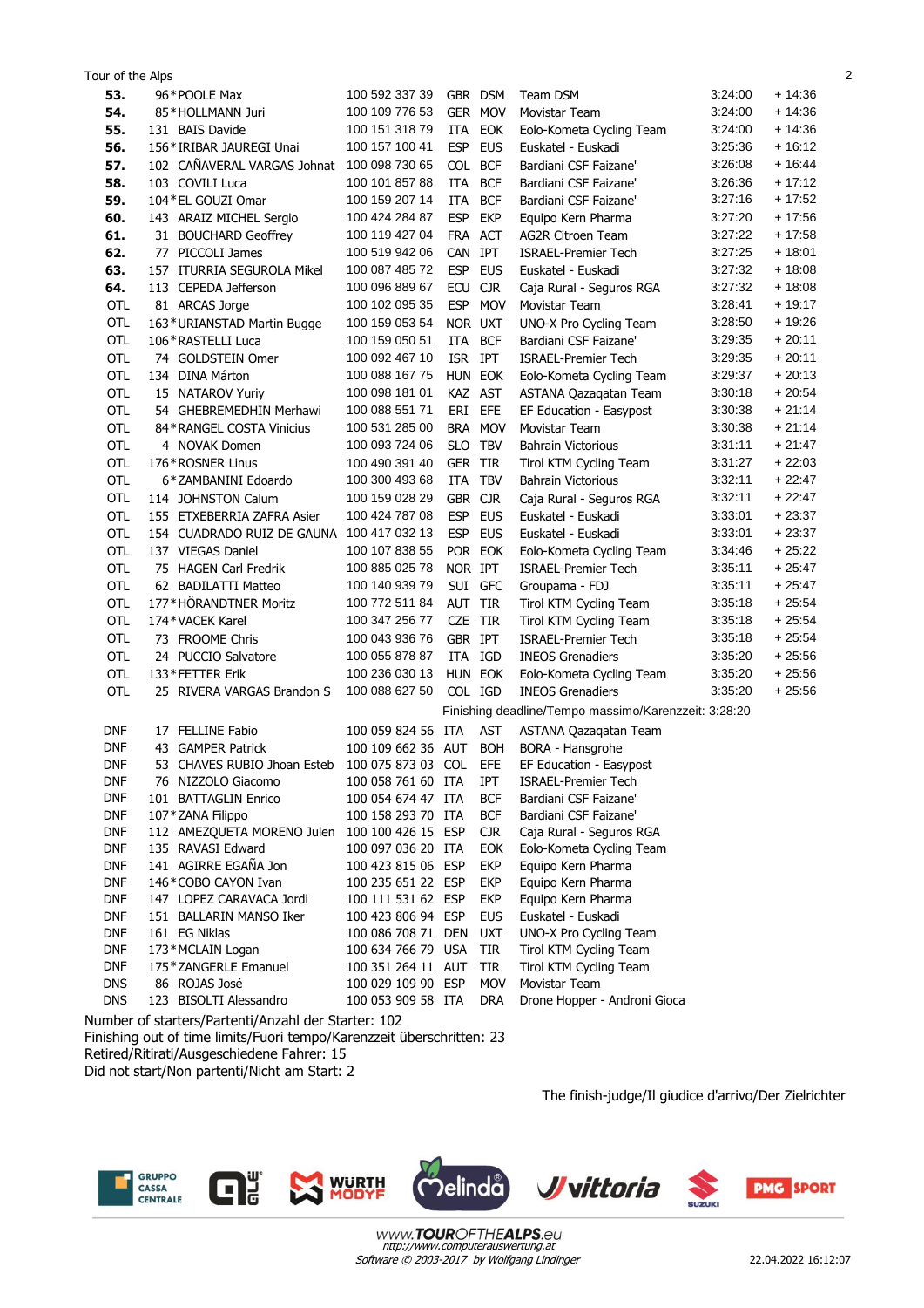| | | | | | | | | |
|---|---|---|---|---|---|---|---|---|
| **53.** | 96 | *POOLE Max | 100 592 337 39 | GBR | DSM | Team DSM | 3:24:00 | + 14:36 |
| **54.** | 85 | *HOLLMANN Juri | 100 109 776 53 | GER | MOV | Movistar Team | 3:24:00 | + 14:36 |
| **55.** | 131 | BAIS Davide | 100 151 318 79 | ITA | EOK | Eolo-Kometa Cycling Team | 3:24:00 | + 14:36 |
| **56.** | 156 | *IRIBAR JAUREGI Unai | 100 157 100 41 | ESP | EUS | Euskatel - Euskadi | 3:25:36 | + 16:12 |
| **57.** | 102 | CAÑAVERAL VARGAS Johnat | 100 098 730 65 | COL | BCF | Bardiani CSF Faizane' | 3:26:08 | + 16:44 |
| **58.** | 103 | COVILI Luca | 100 101 857 88 | ITA | BCF | Bardiani CSF Faizane' | 3:26:36 | + 17:12 |
| **59.** | 104 | *EL GOUZI Omar | 100 159 207 14 | ITA | BCF | Bardiani CSF Faizane' | 3:27:16 | + 17:52 |
| **60.** | 143 | ARAIZ MICHEL Sergio | 100 424 284 87 | ESP | EKP | Equipo Kern Pharma | 3:27:20 | + 17:56 |
| **61.** | 31 | BOUCHARD Geoffrey | 100 119 427 04 | FRA | ACT | AG2R Citroen Team | 3:27:22 | + 17:58 |
| **62.** | 77 | PICCOLI James | 100 519 942 06 | CAN | IPT | ISRAEL-Premier Tech | 3:27:25 | + 18:01 |
| **63.** | 157 | ITURRIA SEGUROLA Mikel | 100 087 485 72 | ESP | EUS | Euskatel - Euskadi | 3:27:32 | + 18:08 |
| **64.** | 113 | CEPEDA Jefferson | 100 096 889 67 | ECU | CJR | Caja Rural - Seguros RGA | 3:27:32 | + 18:08 |
| OTL | 81 | ARCAS Jorge | 100 102 095 35 | ESP | MOV | Movistar Team | 3:28:41 | + 19:17 |
| OTL | 163 | *URIANSTAD Martin Bugge | 100 159 053 54 | NOR | UXT | UNO-X Pro Cycling Team | 3:28:50 | + 19:26 |
| OTL | 106 | *RASTELLI Luca | 100 159 050 51 | ITA | BCF | Bardiani CSF Faizane' | 3:29:35 | + 20:11 |
| OTL | 74 | GOLDSTEIN Omer | 100 092 467 10 | ISR | IPT | ISRAEL-Premier Tech | 3:29:35 | + 20:11 |
| OTL | 134 | DINA Márton | 100 088 167 75 | HUN | EOK | Eolo-Kometa Cycling Team | 3:29:37 | + 20:13 |
| OTL | 15 | NATAROV Yuriy | 100 088 181 01 | KAZ | AST | ASTANA Qazaqatan Team | 3:30:18 | + 20:54 |
| OTL | 54 | GHEBREMEDHIN Merhawi | 100 088 551 71 | ERI | EFE | EF Education - Easypost | 3:30:38 | + 21:14 |
| OTL | 84 | *RANGEL COSTA Vinicius | 100 531 285 00 | BRA | MOV | Movistar Team | 3:30:38 | + 21:14 |
| OTL | 4 | NOVAK Domen | 100 093 724 06 | SLO | TBV | Bahrain Victorious | 3:31:11 | + 21:47 |
| OTL | 176 | *ROSNER Linus | 100 490 391 40 | GER | TIR | Tirol KTM Cycling Team | 3:31:27 | + 22:03 |
| OTL | 6 | *ZAMBANINI Edoardo | 100 300 493 68 | ITA | TBV | Bahrain Victorious | 3:32:11 | + 22:47 |
| OTL | 114 | JOHNSTON Calum | 100 159 028 29 | GBR | CJR | Caja Rural - Seguros RGA | 3:32:11 | + 22:47 |
| OTL | 155 | ETXEBERRIA ZAFRA Asier | 100 424 787 08 | ESP | EUS | Euskatel - Euskadi | 3:33:01 | + 23:37 |
| OTL | 154 | CUADRADO RUIZ DE GAUNA | 100 417 032 13 | ESP | EUS | Euskatel - Euskadi | 3:33:01 | + 23:37 |
| OTL | 137 | VIEGAS Daniel | 100 107 838 55 | POR | EOK | Eolo-Kometa Cycling Team | 3:34:46 | + 25:22 |
| OTL | 75 | HAGEN Carl Fredrik | 100 885 025 78 | NOR | IPT | ISRAEL-Premier Tech | 3:35:11 | + 25:47 |
| OTL | 62 | BADILATTI Matteo | 100 140 939 79 | SUI | GFC | Groupama - FDJ | 3:35:11 | + 25:47 |
| OTL | 177 | *HÖRANDTNER Moritz | 100 772 511 84 | AUT | TIR | Tirol KTM Cycling Team | 3:35:18 | + 25:54 |
| OTL | 174 | *VACEK Karel | 100 347 256 77 | CZE | TIR | Tirol KTM Cycling Team | 3:35:18 | + 25:54 |
| OTL | 73 | FROOME Chris | 100 043 936 76 | GBR | IPT | ISRAEL-Premier Tech | 3:35:18 | + 25:54 |
| OTL | 24 | PUCCIO Salvatore | 100 055 878 87 | ITA | IGD | INEOS Grenadiers | 3:35:20 | + 25:56 |
| OTL | 133 | *FETTER Erik | 100 236 030 13 | HUN | EOK | Eolo-Kometa Cycling Team | 3:35:20 | + 25:56 |
| OTL | 25 | RIVERA VARGAS Brandon S | 100 088 627 50 | COL | IGD | INEOS Grenadiers | 3:35:20 | + 25:56 |

Finishing deadline/Tempo massimo/Karenzzeit: 3:28:20

| | | | | | | |
|---|---|---|---|---|---|---|
| DNF | 17 | FELLINE Fabio | 100 059 824 56 | ITA | AST | ASTANA Qazaqatan Team |
| DNF | 43 | GAMPER Patrick | 100 109 662 36 | AUT | BOH | BORA - Hansgrohe |
| DNF | 53 | CHAVES RUBIO Jhoan Esteb | 100 075 873 03 | COL | EFE | EF Education - Easypost |
| DNF | 76 | NIZZOLO Giacomo | 100 058 761 60 | ITA | IPT | ISRAEL-Premier Tech |
| DNF | 101 | BATTAGLIN Enrico | 100 054 674 47 | ITA | BCF | Bardiani CSF Faizane' |
| DNF | 107 | *ZANA Filippo | 100 158 293 70 | ITA | BCF | Bardiani CSF Faizane' |
| DNF | 112 | AMEZQUETA MORENO Julen | 100 100 426 15 | ESP | CJR | Caja Rural - Seguros RGA |
| DNF | 135 | RAVASI Edward | 100 097 036 20 | ITA | EOK | Eolo-Kometa Cycling Team |
| DNF | 141 | AGIRRE EGAÑA Jon | 100 423 815 06 | ESP | EKP | Equipo Kern Pharma |
| DNF | 146 | *COBO CAYON Ivan | 100 235 651 22 | ESP | EKP | Equipo Kern Pharma |
| DNF | 147 | LOPEZ CARAVACA Jordi | 100 111 531 62 | ESP | EKP | Equipo Kern Pharma |
| DNF | 151 | BALLARIN MANSO Iker | 100 423 806 94 | ESP | EUS | Euskatel - Euskadi |
| DNF | 161 | EG Niklas | 100 086 708 71 | DEN | UXT | UNO-X Pro Cycling Team |
| DNF | 173 | *MCLAIN Logan | 100 634 766 79 | USA | TIR | Tirol KTM Cycling Team |
| DNF | 175 | *ZANGERLE Emanuel | 100 351 264 11 | AUT | TIR | Tirol KTM Cycling Team |
| DNS | 86 | ROJAS José | 100 029 109 90 | ESP | MOV | Movistar Team |
| DNS | 123 | BISOLTI Alessandro | 100 053 909 58 | ITA | DRA | Drone Hopper - Androni Gioca |

Number of starters/Partenti/Anzahl der Starter: 102
Finishing out of time limits/Fuori tempo/Karenzzeit überschritten: 23
Retired/Ritirati/Ausgeschiedene Fahrer: 15
Did not start/Non partenti/Nicht am Start: 2

The finish-judge/Il giudice d'arrivo/Der Zielrichter

www.TOUROFTHEALPS.eu
http://www.computerauswertung.at
Software © 2003-2017 by Wolfgang Lindinger

22.04.2022 16:12:07